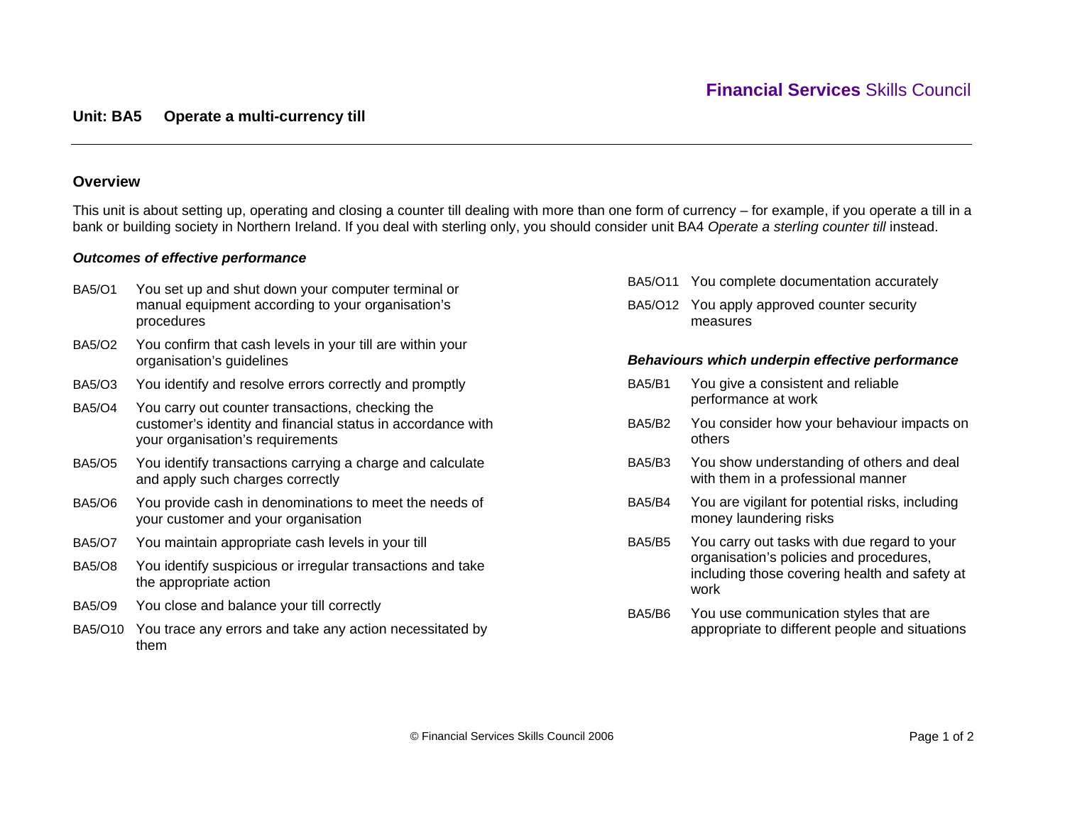Financial Services Skills Council

# Unit: BA5 Operate a multi-currency till

## Overview

This unit is about setting up, operating and closing a counter till dealing with more than one form of currency – for example, if you operate a till in a bank or building society in Northern Ireland. If you deal with sterling only, you should consider unit BA4 *Operate a sterling counter till* instead.

### *Outcomes of effective performance*

- BA5/O1 You set up and shut down your computer terminal or manual equipment according to your organisation's procedures
- BA5/O2 You confirm that cash levels in your till are within your organisation's guidelines
- BA5/O3 You identify and resolve errors correctly and promptly
- BA5/O4 You carry out counter transactions, checking the customer's identity and financial status in accordance with your organisation's requirements
- BA5/O5 You identify transactions carrying a charge and calculate and apply such charges correctly
- BA5/O6 You provide cash in denominations to meet the needs of your customer and your organisation
- BA5/O7 You maintain appropriate cash levels in your till
- BA5/O8 You identify suspicious or irregular transactions and take the appropriate action
- BA5/O9 You close and balance your till correctly
- BA5/O10 You trace any errors and take any action necessitated by them
- BA5/O11 You complete documentation accurately
- BA5/O12 You apply approved counter security measures

### *Behaviours which underpin effective performance*

- BA5/B1 You give a consistent and reliable performance at work
- BA5/B2 You consider how your behaviour impacts on others
- BA5/B3 You show understanding of others and deal with them in a professional manner
- BA5/B4 You are vigilant for potential risks, including money laundering risks
- BA5/B5 You carry out tasks with due regard to your organisation's policies and procedures, including those covering health and safety at work
- BA5/B6 You use communication styles that are appropriate to different people and situations

© Financial Services Skills Council 2006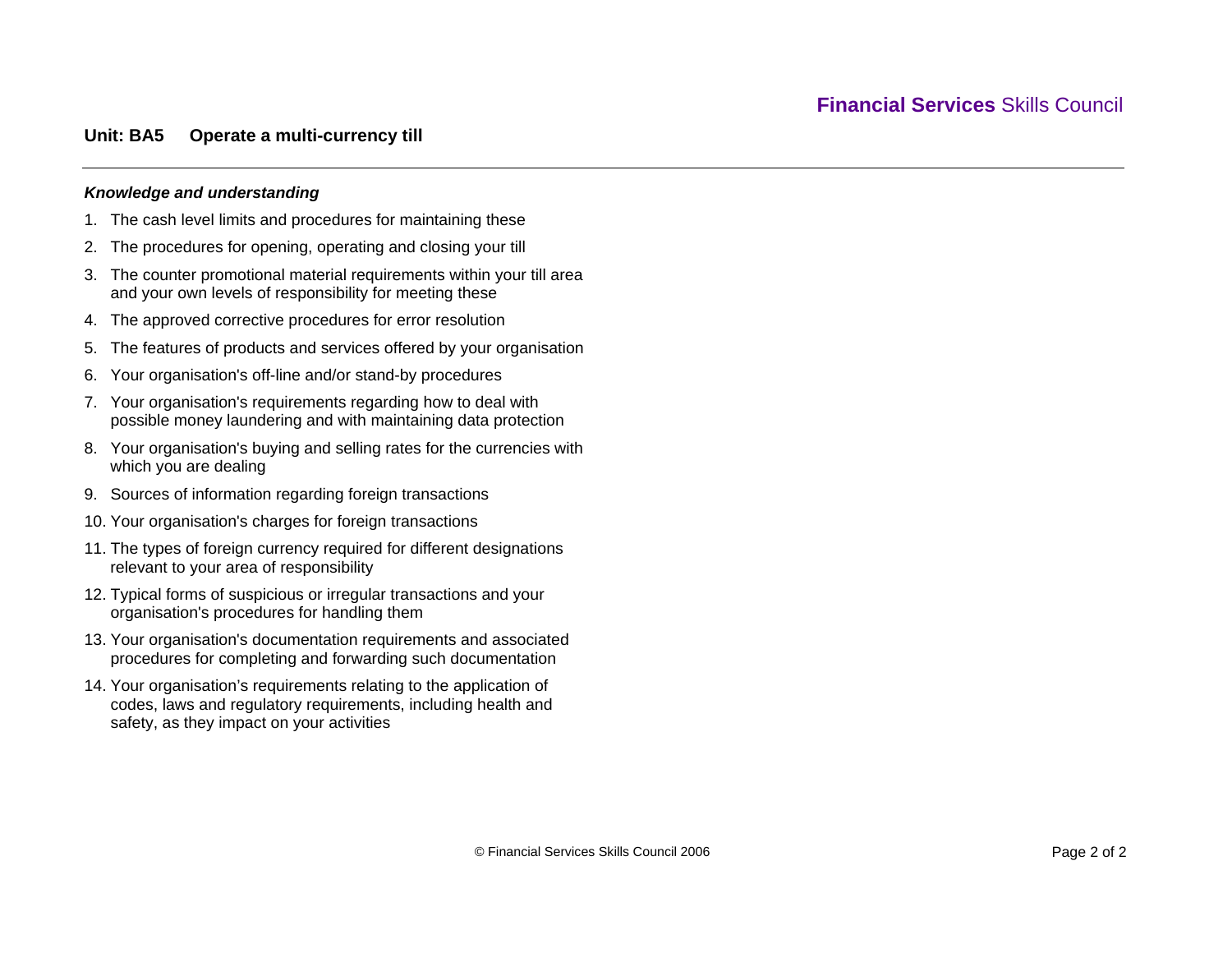**Unit: BA5 Operate a multi-currency till**

***Knowledge and understanding***

1. The cash level limits and procedures for maintaining these
2. The procedures for opening, operating and closing your till
3. The counter promotional material requirements within your till area and your own levels of responsibility for meeting these
4. The approved corrective procedures for error resolution
5. The features of products and services offered by your organisation
6. Your organisation's off-line and/or stand-by procedures
7. Your organisation's requirements regarding how to deal with possible money laundering and with maintaining data protection
8. Your organisation's buying and selling rates for the currencies with which you are dealing
9. Sources of information regarding foreign transactions
10. Your organisation's charges for foreign transactions
11. The types of foreign currency required for different designations relevant to your area of responsibility
12. Typical forms of suspicious or irregular transactions and your organisation's procedures for handling them
13. Your organisation's documentation requirements and associated procedures for completing and forwarding such documentation
14. Your organisation's requirements relating to the application of codes, laws and regulatory requirements, including health and safety, as they impact on your activities